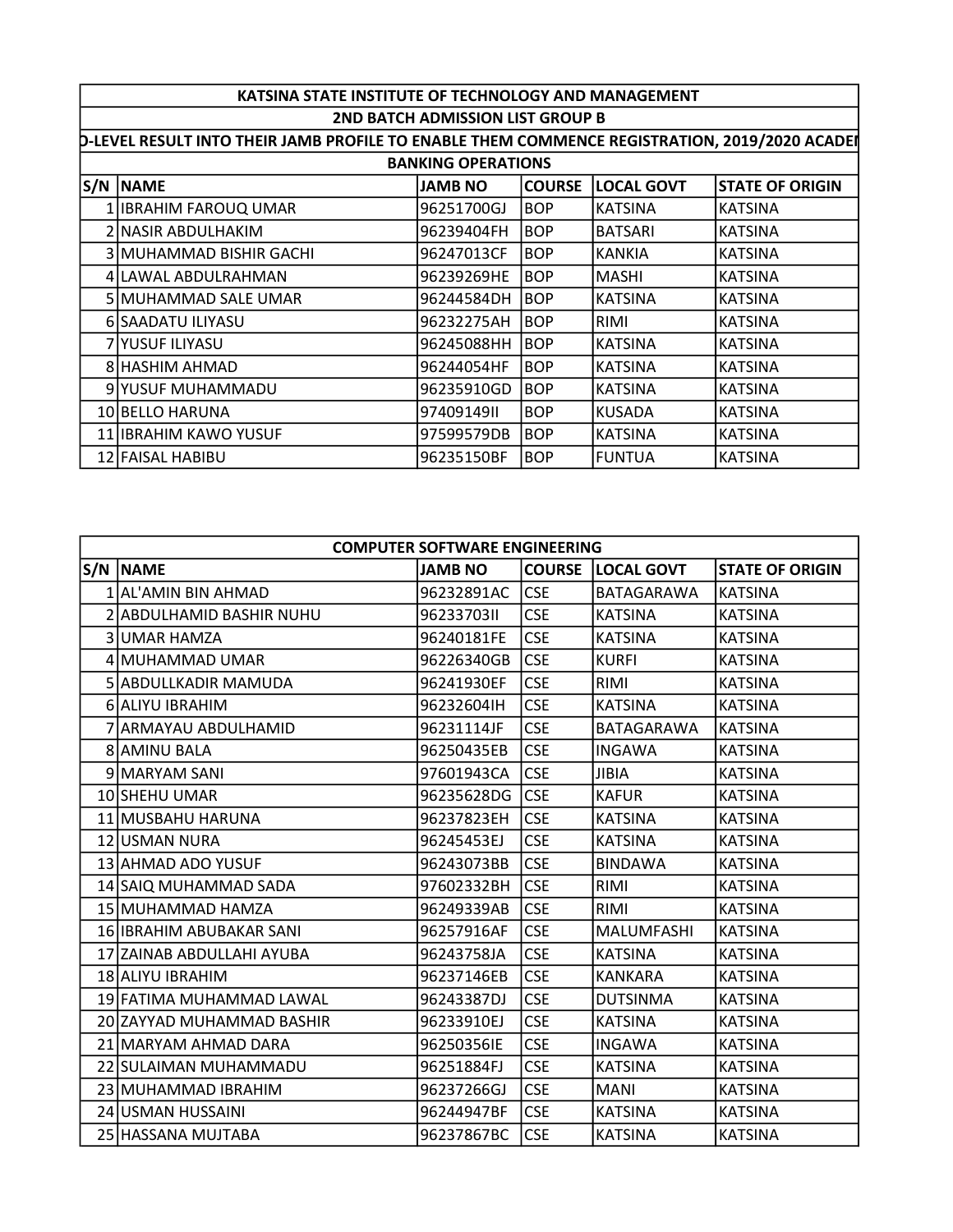# KATSINA STATE INSTITUTE OF TECHNOLOGY AND MANAGEMENT

## 2ND BATCH ADMISSION LIST GROUP B

**)-LEVEL RESULT INTO THEIR JAMB PROFILE TO ENABLE THEM COMMENCE REGISTRATION, 2019/2020 ACADEI**

### BANKING OPERATIONS

| S/N | NAME | JAMB NO | COURSE | LOCAL GOVT | STATE OF ORIGIN |
|---|---|---|---|---|---|
| 1 | IBRAHIM FAROUQ UMAR | 96251700GJ | BOP | KATSINA | KATSINA |
| 2 | NASIR ABDULHAKIM | 96239404FH | BOP | BATSARI | KATSINA |
| 3 | MUHAMMAD BISHIR GACHI | 96247013CF | BOP | KANKIA | KATSINA |
| 4 | LAWAL ABDULRAHMAN | 96239269HE | BOP | MASHI | KATSINA |
| 5 | MUHAMMAD SALE UMAR | 96244584DH | BOP | KATSINA | KATSINA |
| 6 | SAADATU ILIYASU | 96232275AH | BOP | RIMI | KATSINA |
| 7 | YUSUF ILIYASU | 96245088HH | BOP | KATSINA | KATSINA |
| 8 | HASHIM AHMAD | 96244054HF | BOP | KATSINA | KATSINA |
| 9 | YUSUF MUHAMMADU | 96235910GD | BOP | KATSINA | KATSINA |
| 10 | BELLO HARUNA | 97409149II | BOP | KUSADA | KATSINA |
| 11 | IBRAHIM KAWO YUSUF | 97599579DB | BOP | KATSINA | KATSINA |
| 12 | FAISAL HABIBU | 96235150BF | BOP | FUNTUA | KATSINA |

### COMPUTER SOFTWARE ENGINEERING

| S/N | NAME | JAMB NO | COURSE | LOCAL GOVT | STATE OF ORIGIN |
|---|---|---|---|---|---|
| 1 | AL'AMIN BIN AHMAD | 96232891AC | CSE | BATAGARAWA | KATSINA |
| 2 | ABDULHAMID BASHIR NUHU | 96233703II | CSE | KATSINA | KATSINA |
| 3 | UMAR HAMZA | 96240181FE | CSE | KATSINA | KATSINA |
| 4 | MUHAMMAD UMAR | 96226340GB | CSE | KURFI | KATSINA |
| 5 | ABDULLKADIR MAMUDA | 96241930EF | CSE | RIMI | KATSINA |
| 6 | ALIYU IBRAHIM | 96232604IH | CSE | KATSINA | KATSINA |
| 7 | ARMAYAU ABDULHAMID | 96231114JF | CSE | BATAGARAWA | KATSINA |
| 8 | AMINU BALA | 96250435EB | CSE | INGAWA | KATSINA |
| 9 | MARYAM SANI | 97601943CA | CSE | JIBIA | KATSINA |
| 10 | SHEHU UMAR | 96235628DG | CSE | KAFUR | KATSINA |
| 11 | MUSBAHU HARUNA | 96237823EH | CSE | KATSINA | KATSINA |
| 12 | USMAN NURA | 96245453EJ | CSE | KATSINA | KATSINA |
| 13 | AHMAD ADO YUSUF | 96243073BB | CSE | BINDAWA | KATSINA |
| 14 | SAIQ MUHAMMAD SADA | 97602332BH | CSE | RIMI | KATSINA |
| 15 | MUHAMMAD HAMZA | 96249339AB | CSE | RIMI | KATSINA |
| 16 | IBRAHIM ABUBAKAR SANI | 96257916AF | CSE | MALUMFASHI | KATSINA |
| 17 | ZAINAB ABDULLAHI AYUBA | 96243758JA | CSE | KATSINA | KATSINA |
| 18 | ALIYU IBRAHIM | 96237146EB | CSE | KANKARA | KATSINA |
| 19 | FATIMA MUHAMMAD LAWAL | 96243387DJ | CSE | DUTSINMA | KATSINA |
| 20 | ZAYYAD MUHAMMAD BASHIR | 96233910EJ | CSE | KATSINA | KATSINA |
| 21 | MARYAM AHMAD DARA | 96250356IE | CSE | INGAWA | KATSINA |
| 22 | SULAIMAN MUHAMMADU | 96251884FJ | CSE | KATSINA | KATSINA |
| 23 | MUHAMMAD IBRAHIM | 96237266GJ | CSE | MANI | KATSINA |
| 24 | USMAN HUSSAINI | 96244947BF | CSE | KATSINA | KATSINA |
| 25 | HASSANA MUJTABA | 96237867BC | CSE | KATSINA | KATSINA |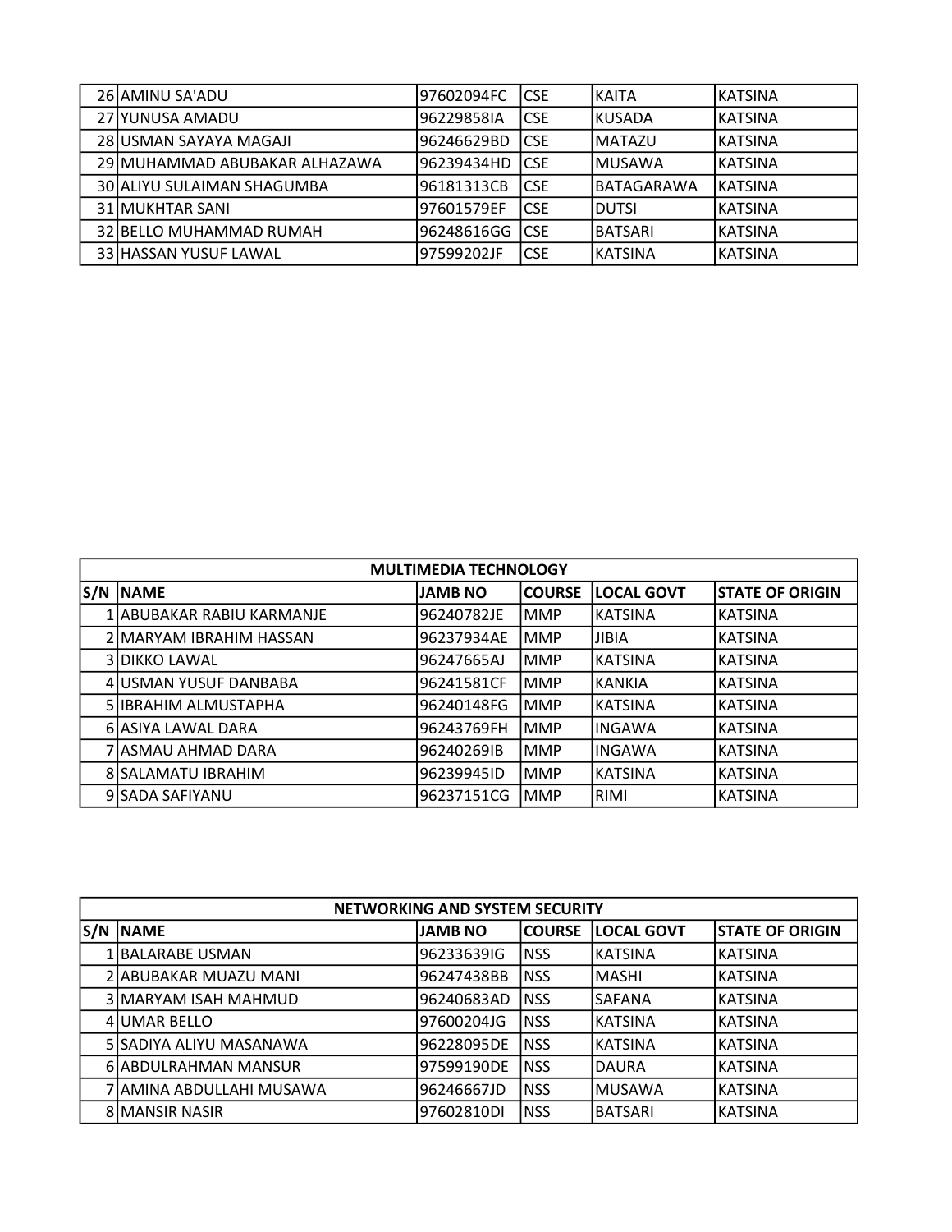| | | | | | |
|---|---|---|---|---|---|
| 26 | AMINU SA'ADU | 97602094FC | CSE | KAITA | KATSINA |
| 27 | YUNUSA AMADU | 96229858IA | CSE | KUSADA | KATSINA |
| 28 | USMAN SAYAYA MAGAJI | 96246629BD | CSE | MATAZU | KATSINA |
| 29 | MUHAMMAD ABUBAKAR ALHAZAWA | 96239434HD | CSE | MUSAWA | KATSINA |
| 30 | ALIYU SULAIMAN SHAGUMBA | 96181313CB | CSE | BATAGARAWA | KATSINA |
| 31 | MUKHTAR SANI | 97601579EF | CSE | DUTSI | KATSINA |
| 32 | BELLO MUHAMMAD RUMAH | 96248616GG | CSE | BATSARI | KATSINA |
| 33 | HASSAN YUSUF LAWAL | 97599202JF | CSE | KATSINA | KATSINA |

| MULTIMEDIA TECHNOLOGY | | | | | |
|---|---|---|---|---|---|
| **S/N** | **NAME** | **JAMB NO** | **COURSE** | **LOCAL GOVT** | **STATE OF ORIGIN** |
| 1 | ABUBAKAR RABIU KARMANJE | 96240782JE | MMP | KATSINA | KATSINA |
| 2 | MARYAM IBRAHIM HASSAN | 96237934AE | MMP | JIBIA | KATSINA |
| 3 | DIKKO LAWAL | 96247665AJ | MMP | KATSINA | KATSINA |
| 4 | USMAN YUSUF DANBABA | 96241581CF | MMP | KANKIA | KATSINA |
| 5 | IBRAHIM ALMUSTAPHA | 96240148FG | MMP | KATSINA | KATSINA |
| 6 | ASIYA LAWAL DARA | 96243769FH | MMP | INGAWA | KATSINA |
| 7 | ASMAU AHMAD DARA | 96240269IB | MMP | INGAWA | KATSINA |
| 8 | SALAMATU IBRAHIM | 96239945ID | MMP | KATSINA | KATSINA |
| 9 | SADA SAFIYANU | 96237151CG | MMP | RIMI | KATSINA |

| NETWORKING AND SYSTEM SECURITY | | | | | |
|---|---|---|---|---|---|
| **S/N** | **NAME** | **JAMB NO** | **COURSE** | **LOCAL GOVT** | **STATE OF ORIGIN** |
| 1 | BALARABE USMAN | 96233639IG | NSS | KATSINA | KATSINA |
| 2 | ABUBAKAR MUAZU MANI | 96247438BB | NSS | MASHI | KATSINA |
| 3 | MARYAM ISAH MAHMUD | 96240683AD | NSS | SAFANA | KATSINA |
| 4 | UMAR BELLO | 97600204JG | NSS | KATSINA | KATSINA |
| 5 | SADIYA ALIYU MASANAWA | 96228095DE | NSS | KATSINA | KATSINA |
| 6 | ABDULRAHMAN MANSUR | 97599190DE | NSS | DAURA | KATSINA |
| 7 | AMINA ABDULLAHI MUSAWA | 96246667JD | NSS | MUSAWA | KATSINA |
| 8 | MANSIR NASIR | 97602810DI | NSS | BATSARI | KATSINA |